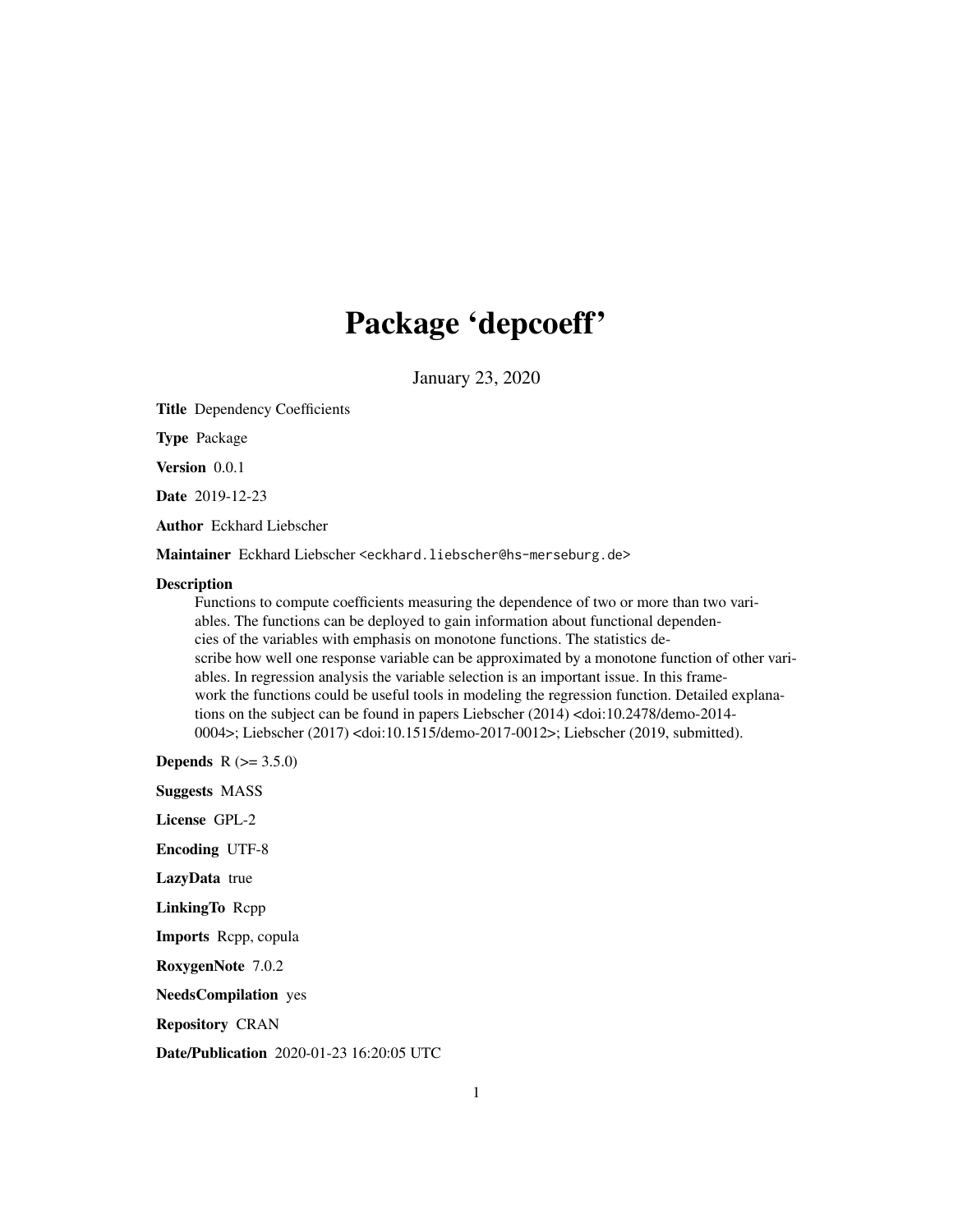# Package 'depcoeff'

January 23, 2020

**Title** Dependency Coefficients

**Type** Package

**Version** 0.0.1

**Date** 2019-12-23

**Author** Eckhard Liebscher

**Maintainer** Eckhard Liebscher <eckhard.liebscher@hs-merseburg.de>

**Description**

Functions to compute coefficients measuring the dependence of two or more than two variables. The functions can be deployed to gain information about functional dependencies of the variables with emphasis on monotone functions. The statistics describe how well one response variable can be approximated by a monotone function of other variables. In regression analysis the variable selection is an important issue. In this framework the functions could be useful tools in modeling the regression function. Detailed explanations on the subject can be found in papers Liebscher (2014) <doi:10.2478/demo-2014-0004>; Liebscher (2017) <doi:10.1515/demo-2017-0012>; Liebscher (2019, submitted).

**Depends** R (>= 3.5.0)

**Suggests** MASS

**License** GPL-2

**Encoding** UTF-8

**LazyData** true

**LinkingTo** Rcpp

**Imports** Rcpp, copula

**RoxygenNote** 7.0.2

**NeedsCompilation** yes

**Repository** CRAN

**Date/Publication** 2020-01-23 16:20:05 UTC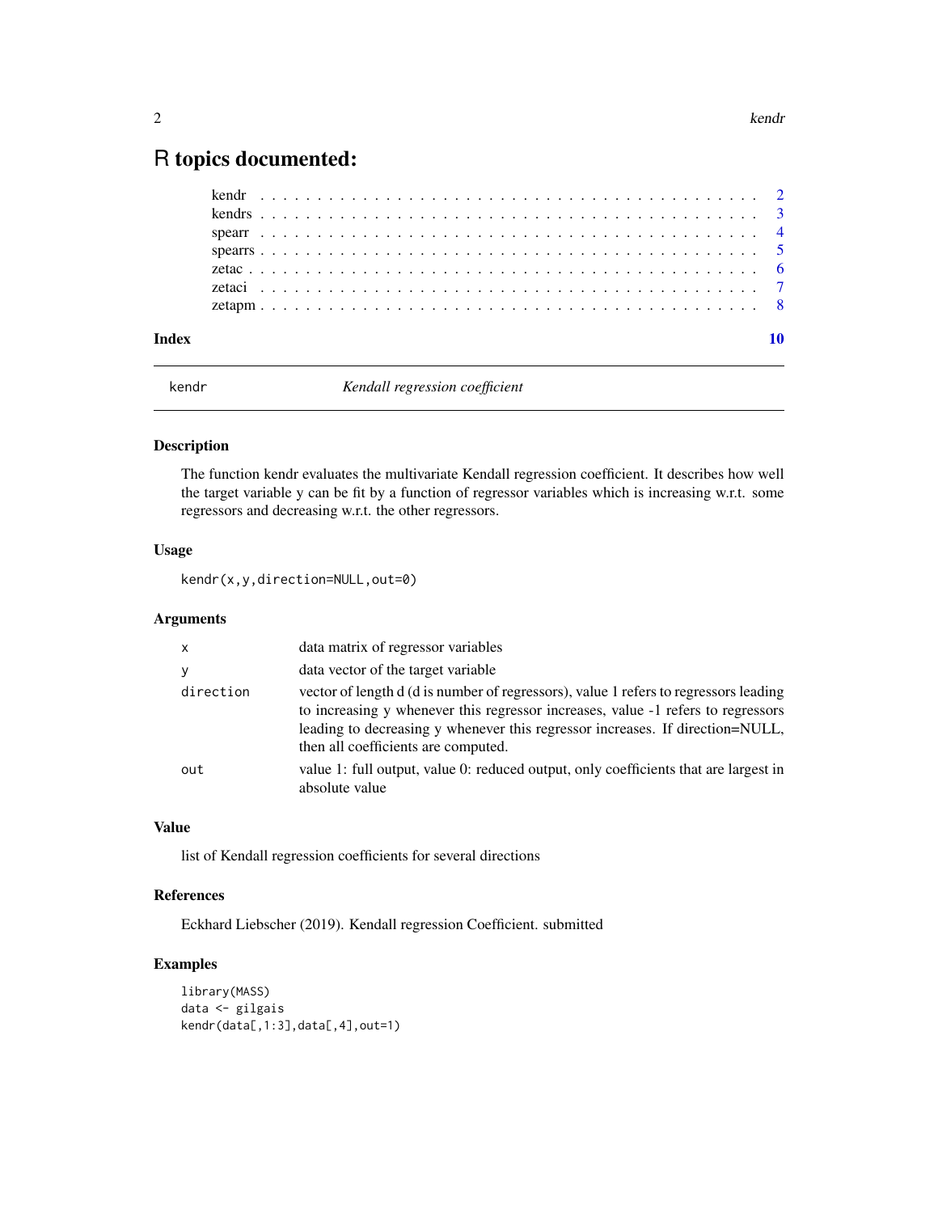# R topics documented:

| | |
|---|---|
| kendr | 2 |
| kendrs | 3 |
| spearr | 4 |
| spearrs | 5 |
| zetac | 6 |
| zetaci | 7 |
| zetapm | 8 |
| **Index** | **10** |

---

`kendr` — *Kendall regression coefficient*

---

### Description

The function kendr evaluates the multivariate Kendall regression coefficient. It describes how well the target variable y can be fit by a function of regressor variables which is increasing w.r.t. some regressors and decreasing w.r.t. the other regressors.

### Usage

```
kendr(x,y,direction=NULL,out=0)
```

### Arguments

| | |
|---|---|
| `x` | data matrix of regressor variables |
| `y` | data vector of the target variable |
| `direction` | vector of length d (d is number of regressors), value 1 refers to regressors leading to increasing y whenever this regressor increases, value -1 refers to regressors leading to decreasing y whenever this regressor increases. If direction=NULL, then all coefficients are computed. |
| `out` | value 1: full output, value 0: reduced output, only coefficients that are largest in absolute value |

### Value

list of Kendall regression coefficients for several directions

### References

Eckhard Liebscher (2019). Kendall regression Coefficient. submitted

### Examples

```
library(MASS)
data <- gilgais
kendr(data[,1:3],data[,4],out=1)
```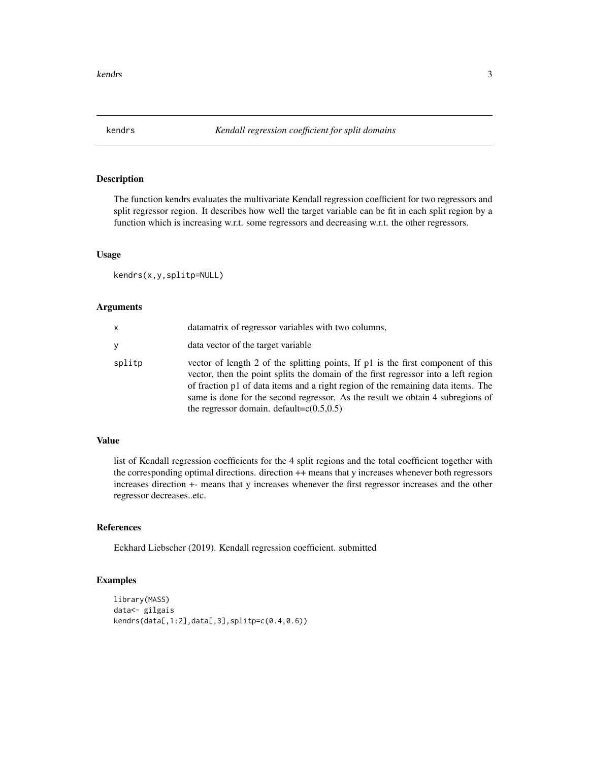# kendrs *Kendall regression coefficient for split domains*

## Description

The function kendrs evaluates the multivariate Kendall regression coefficient for two regressors and split regressor region. It describes how well the target variable can be fit in each split region by a function which is increasing w.r.t. some regressors and decreasing w.r.t. the other regressors.

## Usage

```
kendrs(x,y,splitp=NULL)
```

## Arguments

| | |
|---|---|
| x | datamatrix of regressor variables with two columns, |
| y | data vector of the target variable |
| splitp | vector of length 2 of the splitting points, If p1 is the first component of this vector, then the point splits the domain of the first regressor into a left region of fraction p1 of data items and a right region of the remaining data items. The same is done for the second regressor. As the result we obtain 4 subregions of the regressor domain. default=c(0.5,0.5) |

## Value

list of Kendall regression coefficients for the 4 split regions and the total coefficient together with the corresponding optimal directions. direction ++ means that y increases whenever both regressors increases direction +- means that y increases whenever the first regressor increases and the other regressor decreases..etc.

## References

Eckhard Liebscher (2019). Kendall regression coefficient. submitted

## Examples

```
library(MASS)
data<- gilgais
kendrs(data[,1:2],data[,3],splitp=c(0.4,0.6))
```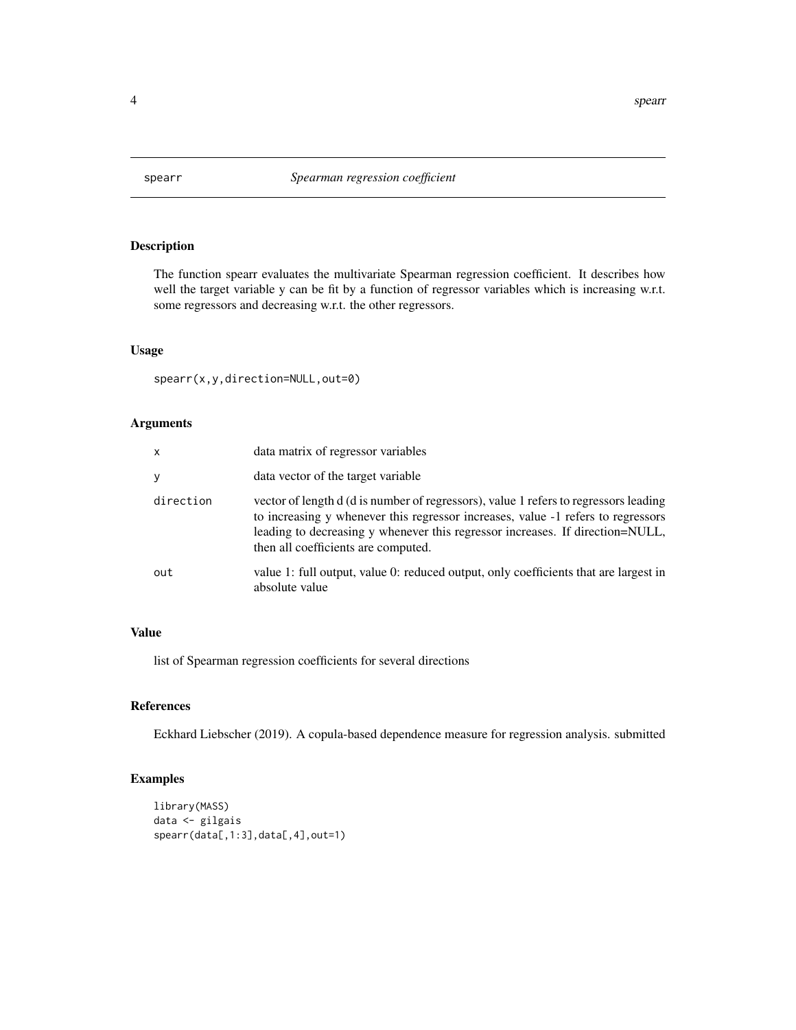# spearr — *Spearman regression coefficient*

## Description

The function spearr evaluates the multivariate Spearman regression coefficient. It describes how well the target variable y can be fit by a function of regressor variables which is increasing w.r.t. some regressors and decreasing w.r.t. the other regressors.

## Usage

```
spearr(x,y,direction=NULL,out=0)
```

## Arguments

| | |
|---|---|
| `x` | data matrix of regressor variables |
| `y` | data vector of the target variable |
| `direction` | vector of length d (d is number of regressors), value 1 refers to regressors leading to increasing y whenever this regressor increases, value -1 refers to regressors leading to decreasing y whenever this regressor increases. If direction=NULL, then all coefficients are computed. |
| `out` | value 1: full output, value 0: reduced output, only coefficients that are largest in absolute value |

## Value

list of Spearman regression coefficients for several directions

## References

Eckhard Liebscher (2019). A copula-based dependence measure for regression analysis. submitted

## Examples

```
library(MASS)
data <- gilgais
spearr(data[,1:3],data[,4],out=1)
```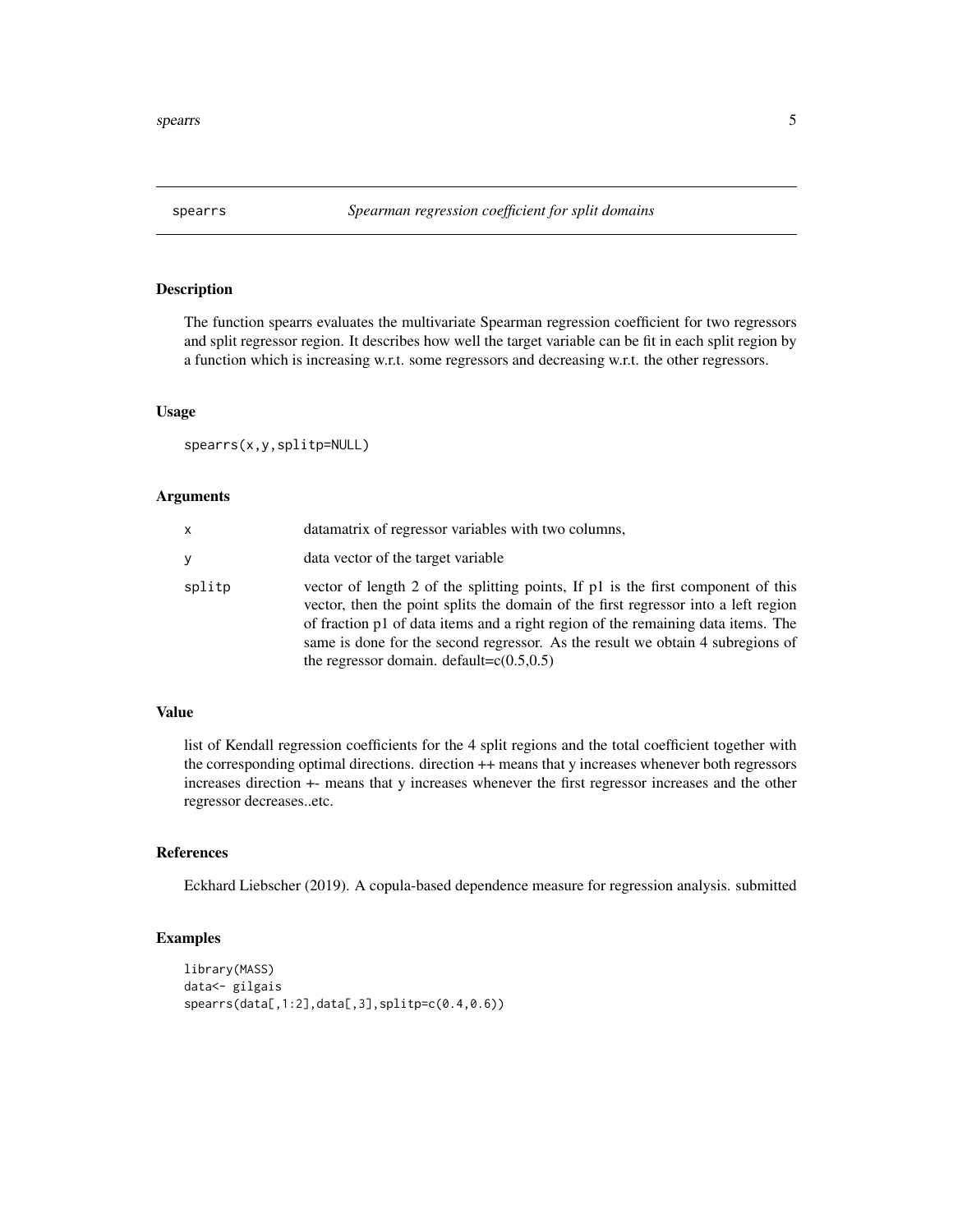spearrs | *Spearman regression coefficient for split domains*
---|---

## Description

The function spearrs evaluates the multivariate Spearman regression coefficient for two regressors and split regressor region. It describes how well the target variable can be fit in each split region by a function which is increasing w.r.t. some regressors and decreasing w.r.t. the other regressors.

## Usage

```
spearrs(x,y,splitp=NULL)
```

## Arguments

| | |
|---|---|
| `x` | datamatrix of regressor variables with two columns, |
| `y` | data vector of the target variable |
| `splitp` | vector of length 2 of the splitting points, If p1 is the first component of this vector, then the point splits the domain of the first regressor into a left region of fraction p1 of data items and a right region of the remaining data items. The same is done for the second regressor. As the result we obtain 4 subregions of the regressor domain. default=c(0.5,0.5) |

## Value

list of Kendall regression coefficients for the 4 split regions and the total coefficient together with the corresponding optimal directions. direction ++ means that y increases whenever both regressors increases direction +- means that y increases whenever the first regressor increases and the other regressor decreases..etc.

## References

Eckhard Liebscher (2019). A copula-based dependence measure for regression analysis. submitted

## Examples

```
library(MASS)
data<- gilgais
spearrs(data[,1:2],data[,3],splitp=c(0.4,0.6))
```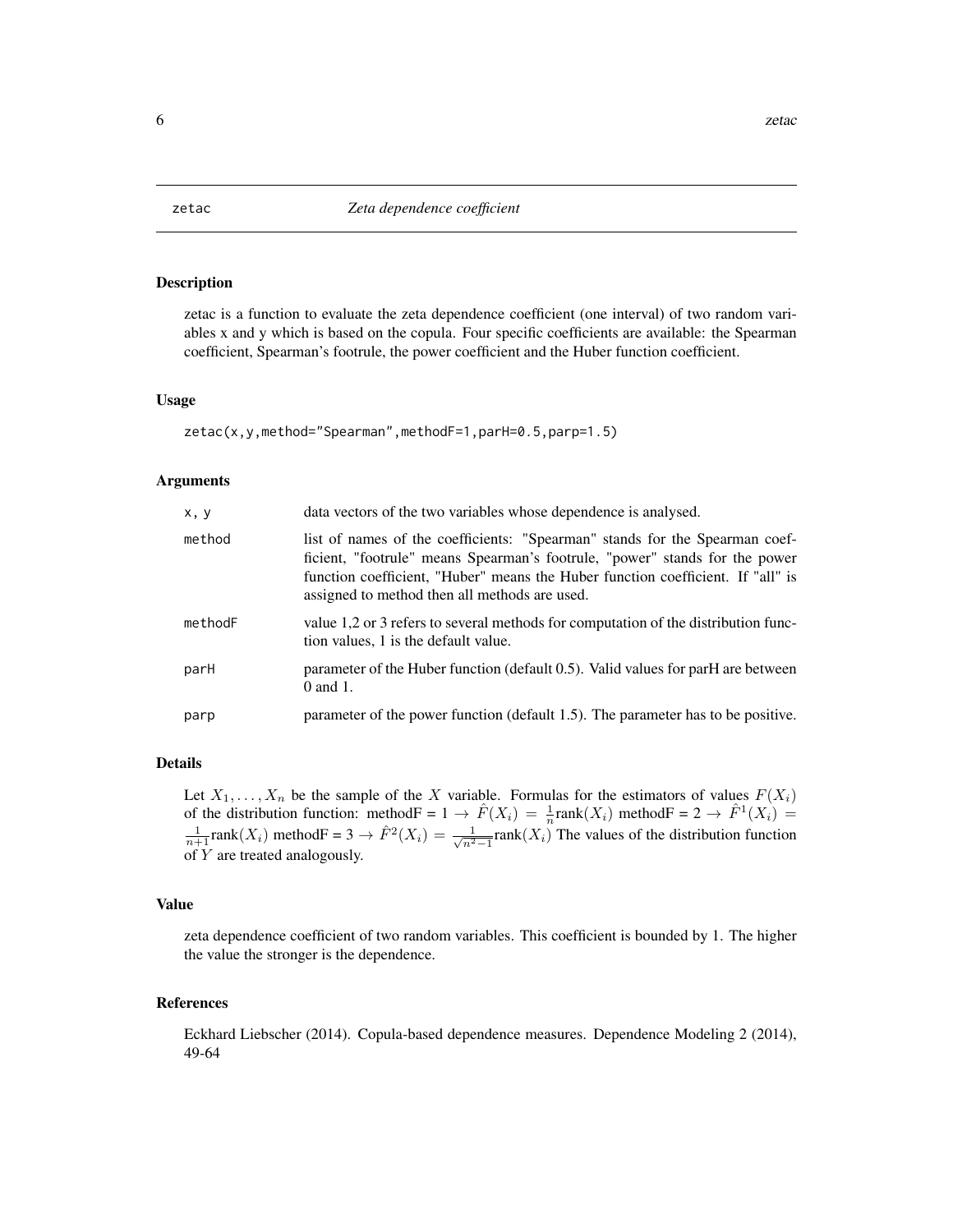## zetac *Zeta dependence coefficient*

### Description

zetac is a function to evaluate the zeta dependence coefficient (one interval) of two random variables x and y which is based on the copula. Four specific coefficients are available: the Spearman coefficient, Spearman's footrule, the power coefficient and the Huber function coefficient.

### Usage

```
zetac(x,y,method="Spearman",methodF=1,parH=0.5,parp=1.5)
```

### Arguments

| | |
|---|---|
| x, y | data vectors of the two variables whose dependence is analysed. |
| method | list of names of the coefficients: "Spearman" stands for the Spearman coefficient, "footrule" means Spearman's footrule, "power" stands for the power function coefficient, "Huber" means the Huber function coefficient. If "all" is assigned to method then all methods are used. |
| methodF | value 1,2 or 3 refers to several methods for computation of the distribution function values, 1 is the default value. |
| parH | parameter of the Huber function (default 0.5). Valid values for parH are between 0 and 1. |
| parp | parameter of the power function (default 1.5). The parameter has to be positive. |

### Details

Let $X_1, \ldots, X_n$ be the sample of the $X$ variable. Formulas for the estimators of values $F(X_i)$ of the distribution function: methodF = 1 $\rightarrow \hat{F}(X_i) = \frac{1}{n}\text{rank}(X_i)$ methodF = 2 $\rightarrow \hat{F}^1(X_i) = \frac{1}{n+1}\text{rank}(X_i)$ methodF = 3 $\rightarrow \hat{F}^2(X_i) = \frac{1}{\sqrt{n^2-1}}\text{rank}(X_i)$ The values of the distribution function of $Y$ are treated analogously.

### Value

zeta dependence coefficient of two random variables. This coefficient is bounded by 1. The higher the value the stronger is the dependence.

### References

Eckhard Liebscher (2014). Copula-based dependence measures. Dependence Modeling 2 (2014), 49-64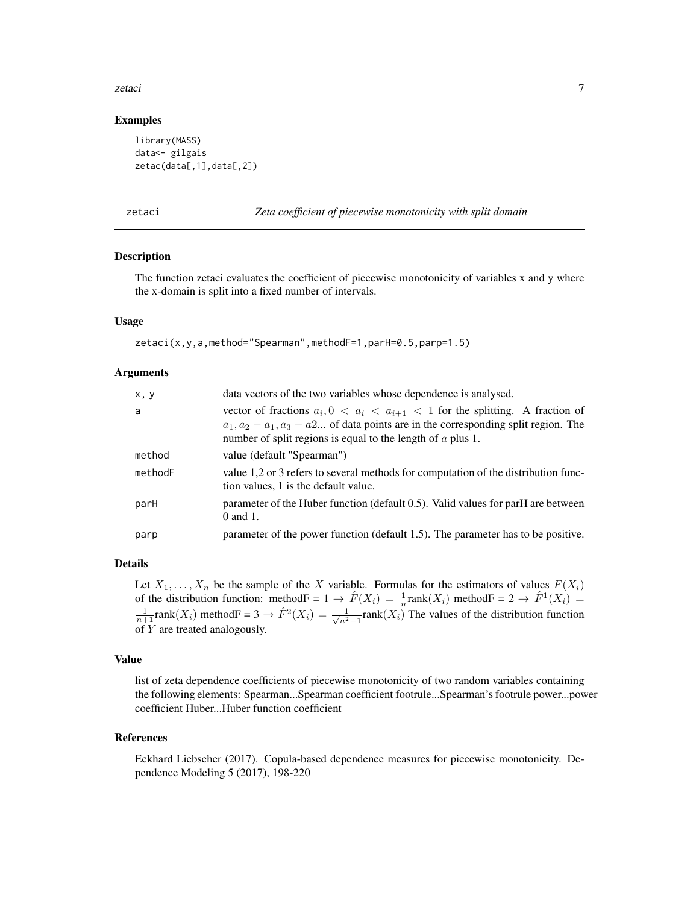## Examples

```
library(MASS)
data<- gilgais
zetac(data[,1],data[,2])
```

---

# zetaci — *Zeta coefficient of piecewise monotonicity with split domain*

### Description

The function zetaci evaluates the coefficient of piecewise monotonicity of variables x and y where the x-domain is split into a fixed number of intervals.

### Usage

```
zetaci(x,y,a,method="Spearman",methodF=1,parH=0.5,parp=1.5)
```

### Arguments

| | |
|---|---|
| x, y | data vectors of the two variables whose dependence is analysed. |
| a | vector of fractions $a_i, 0 < a_i < a_{i+1} < 1$ for the splitting. A fraction of $a_1, a_2 - a_1, a_3 - a2...$ of data points are in the corresponding split region. The number of split regions is equal to the length of $a$ plus 1. |
| method | value (default "Spearman") |
| methodF | value 1,2 or 3 refers to several methods for computation of the distribution function values, 1 is the default value. |
| parH | parameter of the Huber function (default 0.5). Valid values for parH are between 0 and 1. |
| parp | parameter of the power function (default 1.5). The parameter has to be positive. |

### Details

Let $X_1, \ldots, X_n$ be the sample of the $X$ variable. Formulas for the estimators of values $F(X_i)$ of the distribution function: methodF = 1 $\rightarrow \hat{F}(X_i) = \frac{1}{n}\text{rank}(X_i)$ methodF = 2 $\rightarrow \hat{F}^1(X_i) = \frac{1}{n+1}\text{rank}(X_i)$ methodF = 3 $\rightarrow \hat{F}^2(X_i) = \frac{1}{\sqrt{n^2-1}}\text{rank}(X_i)$ The values of the distribution function of $Y$ are treated analogously.

### Value

list of zeta dependence coefficients of piecewise monotonicity of two random variables containing the following elements: Spearman...Spearman coefficient footrule...Spearman's footrule power...power coefficient Huber...Huber function coefficient

### References

Eckhard Liebscher (2017). Copula-based dependence measures for piecewise monotonicity. Dependence Modeling 5 (2017), 198-220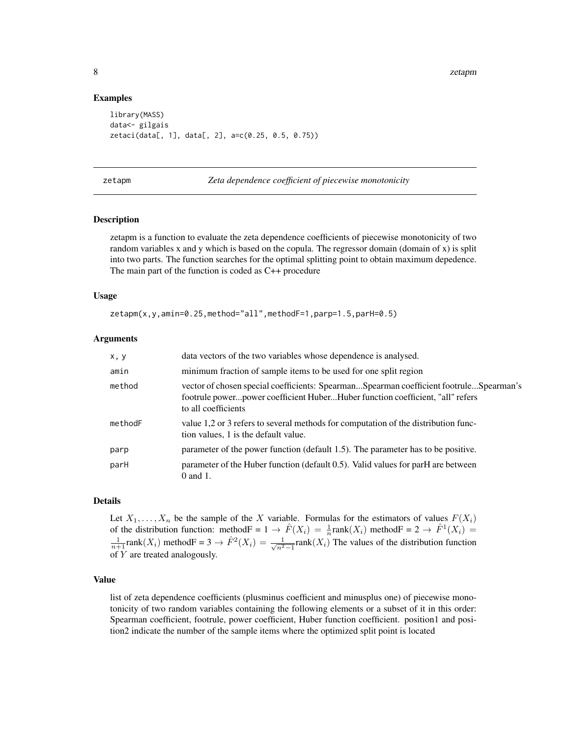### Examples

```
library(MASS)
data<- gilgais
zetaci(data[, 1], data[, 2], a=c(0.25, 0.5, 0.75))
```

---

## zetapm — *Zeta dependence coefficient of piecewise monotonicity*

---

### Description

zetapm is a function to evaluate the zeta dependence coefficients of piecewise monotonicity of two random variables x and y which is based on the copula. The regressor domain (domain of x) is split into two parts. The function searches for the optimal splitting point to obtain maximum depedence. The main part of the function is coded as C++ procedure

### Usage

```
zetapm(x,y,amin=0.25,method="all",methodF=1,parp=1.5,parH=0.5)
```

### Arguments

| | |
|---|---|
| x, y | data vectors of the two variables whose dependence is analysed. |
| amin | minimum fraction of sample items to be used for one split region |
| method | vector of chosen special coefficients: Spearman...Spearman coefficient footrule...Spearman's footrule power...power coefficient Huber...Huber function coefficient, "all" refers to all coefficients |
| methodF | value 1,2 or 3 refers to several methods for computation of the distribution function values, 1 is the default value. |
| parp | parameter of the power function (default 1.5). The parameter has to be positive. |
| parH | parameter of the Huber function (default 0.5). Valid values for parH are between 0 and 1. |

### Details

Let $X_1, \ldots, X_n$ be the sample of the $X$ variable. Formulas for the estimators of values $F(X_i)$ of the distribution function: methodF = 1 $\rightarrow \hat{F}(X_i) = \frac{1}{n}\text{rank}(X_i)$ methodF = 2 $\rightarrow \hat{F}^1(X_i) = \frac{1}{n+1}\text{rank}(X_i)$ methodF = 3 $\rightarrow \hat{F}^2(X_i) = \frac{1}{\sqrt{n^2-1}}\text{rank}(X_i)$ The values of the distribution function of $Y$ are treated analogously.

### Value

list of zeta dependence coefficients (plusminus coefficient and minusplus one) of piecewise monotonicity of two random variables containing the following elements or a subset of it in this order: Spearman coefficient, footrule, power coefficient, Huber function coefficient. position1 and position2 indicate the number of the sample items where the optimized split point is located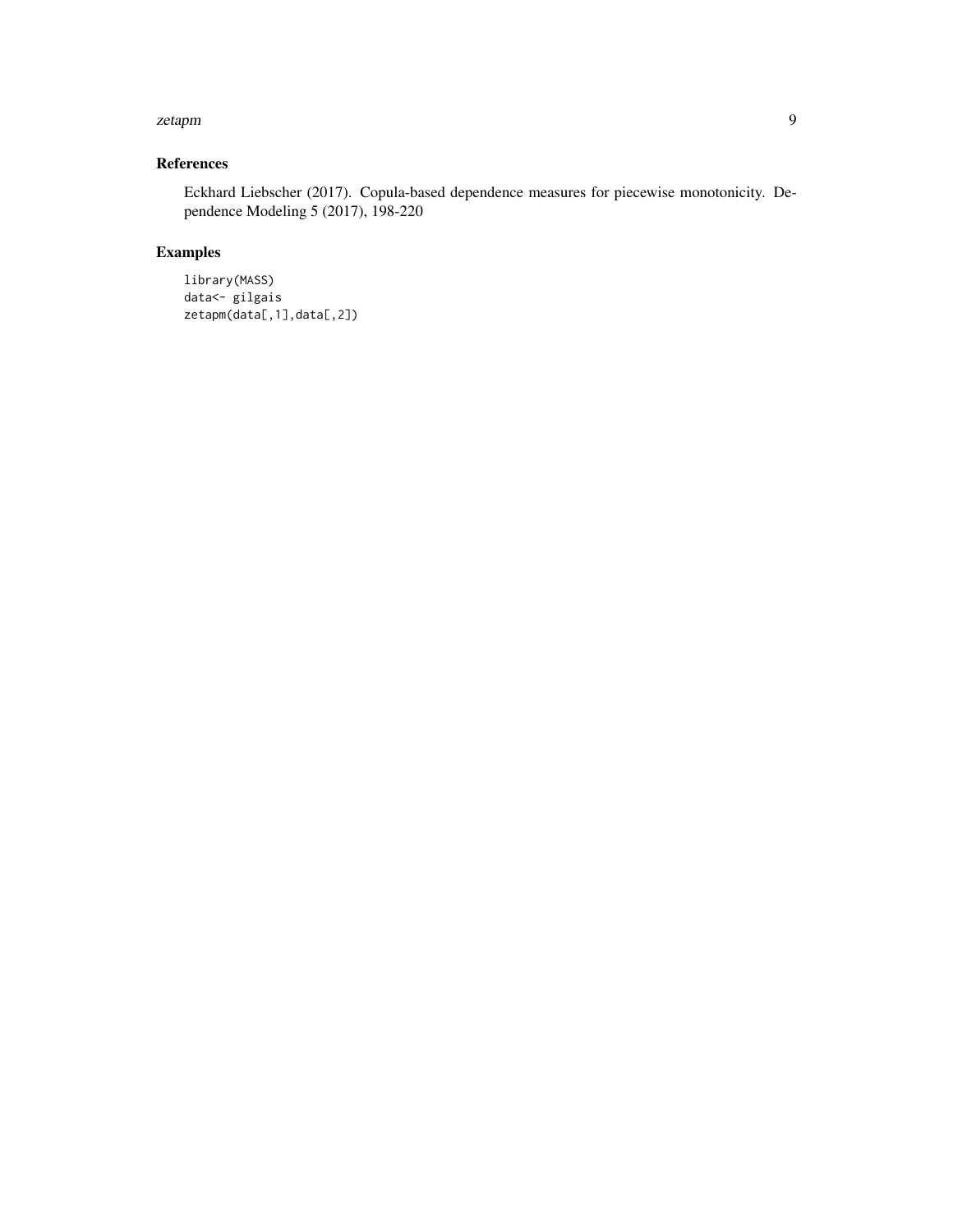## References

Eckhard Liebscher (2017). Copula-based dependence measures for piecewise monotonicity. Dependence Modeling 5 (2017), 198-220

## Examples

```
library(MASS)
data<- gilgais
zetapm(data[,1],data[,2])
```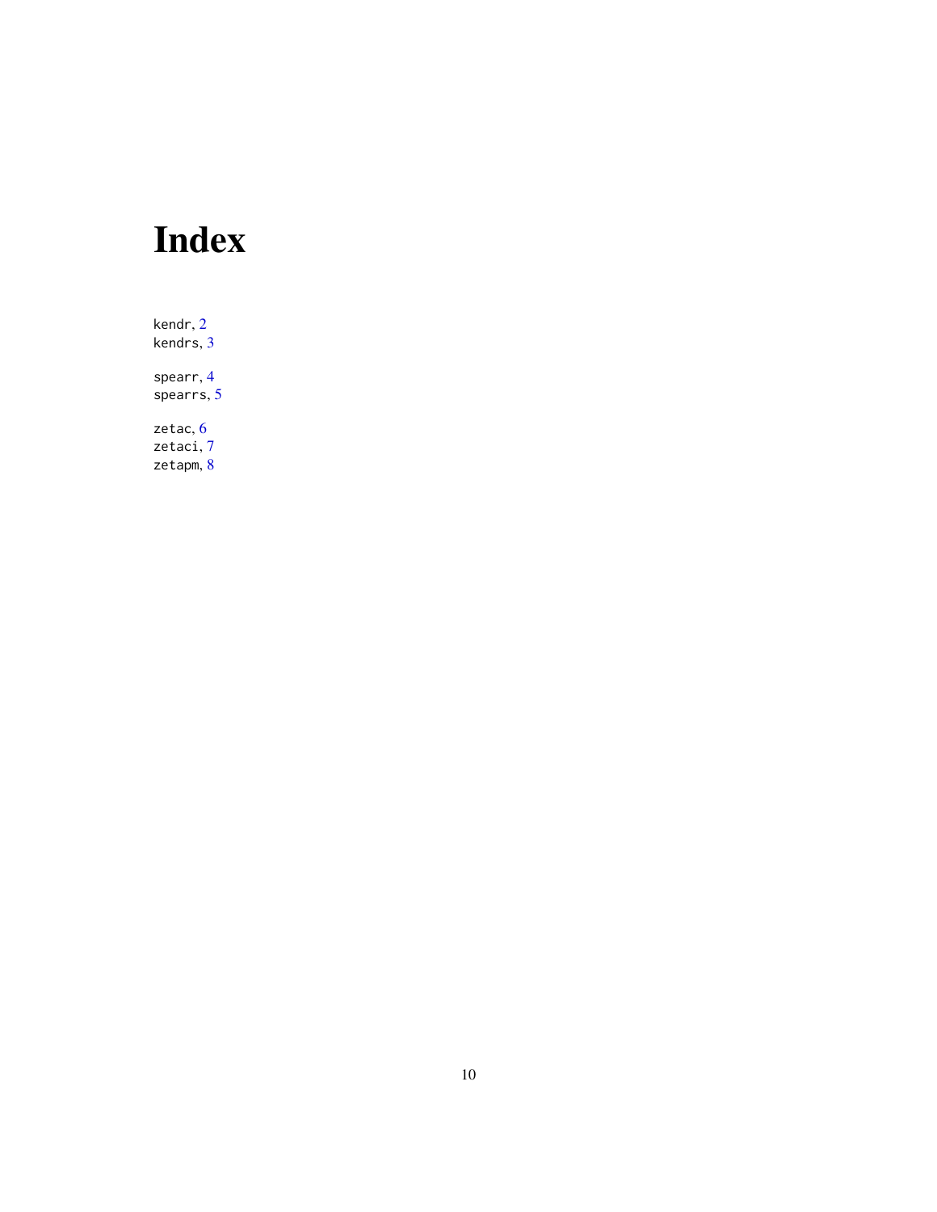# Index

kendr, 2
kendrs, 3

spearr, 4
spearrs, 5

zetac, 6
zetaci, 7
zetapm, 8